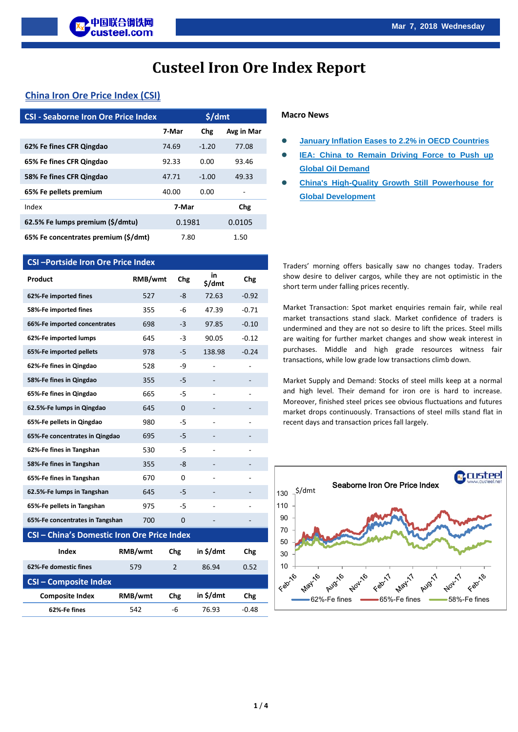# Custeel Iron Ore Index Report

Mar 7, 2018 Wednesday

## China Iron Ore Price Index (CSI)

| CSI - Seaborne Iron Ore Price Index | $/dmt | | |
|---|---|---|---|
| | 7-Mar | Chg | Avg in Mar |
| 62% Fe fines CFR Qingdao | 74.69 | -1.20 | 77.08 |
| 65% Fe fines CFR Qingdao | 92.33 | 0.00 | 93.46 |
| 58% Fe fines CFR Qingdao | 47.71 | -1.00 | 49.33 |
| 65% Fe pellets premium | 40.00 | 0.00 | - |
| Index | 7-Mar | Chg | |
| 62.5% Fe lumps premium ($/dmtu) | 0.1981 | 0.0105 | |
| 65% Fe concentrates premium ($/dmt) | 7.80 | 1.50 | |

| CSI –Portside Iron Ore Price Index | | | | |
|---|---|---|---|---|
| Product | RMB/wmt | Chg | in $/dmt | Chg |
| 62%-Fe imported fines | 527 | -8 | 72.63 | -0.92 |
| 58%-Fe imported fines | 355 | -6 | 47.39 | -0.71 |
| 66%-Fe imported concentrates | 698 | -3 | 97.85 | -0.10 |
| 62%-Fe imported lumps | 645 | -3 | 90.05 | -0.12 |
| 65%-Fe imported pellets | 978 | -5 | 138.98 | -0.24 |
| 62%-Fe fines in Qingdao | 528 | -9 | - | - |
| 58%-Fe fines in Qingdao | 355 | -5 | - | - |
| 65%-Fe fines in Qingdao | 665 | -5 | - | - |
| 62.5%-Fe lumps in Qingdao | 645 | 0 | - | - |
| 65%-Fe pellets in Qingdao | 980 | -5 | - | - |
| 65%-Fe concentrates in Qingdao | 695 | -5 | - | - |
| 62%-Fe fines in Tangshan | 530 | -5 | - | - |
| 58%-Fe fines in Tangshan | 355 | -8 | - | - |
| 65%-Fe fines in Tangshan | 670 | 0 | - | - |
| 62.5%-Fe lumps in Tangshan | 645 | -5 | - | - |
| 65%-Fe pellets in Tangshan | 975 | -5 | - | - |
| 65%-Fe concentrates in Tangshan | 700 | 0 | - | - |

| CSI – China's Domestic Iron Ore Price Index | | | | |
|---|---|---|---|---|
| Index | RMB/wmt | Chg | in $/dmt | Chg |
| 62%-Fe domestic fines | 579 | 2 | 86.94 | 0.52 |

| CSI – Composite Index | | | | |
|---|---|---|---|---|
| Composite Index | RMB/wmt | Chg | in $/dmt | Chg |
| 62%-Fe fines | 542 | -6 | 76.93 | -0.48 |

## Macro News

- January Inflation Eases to 2.2% in OECD Countries
- IEA: China to Remain Driving Force to Push up Global Oil Demand
- China's High-Quality Growth Still Powerhouse for Global Development

Traders' morning offers basically saw no changes today. Traders show desire to deliver cargos, while they are not optimistic in the short term under falling prices recently.

Market Transaction: Spot market enquiries remain fair, while real market transactions stand slack. Market confidence of traders is undermined and they are not so desire to lift the prices. Steel mills are waiting for further market changes and show weak interest in purchases. Middle and high grade resources witness fair transactions, while low grade low transactions climb down.

Market Supply and Demand: Stocks of steel mills keep at a normal and high level. Their demand for iron ore is hard to increase. Moreover, finished steel prices see obvious fluctuations and futures market drops continuously. Transactions of steel mills stand flat in recent days and transaction prices fall largely.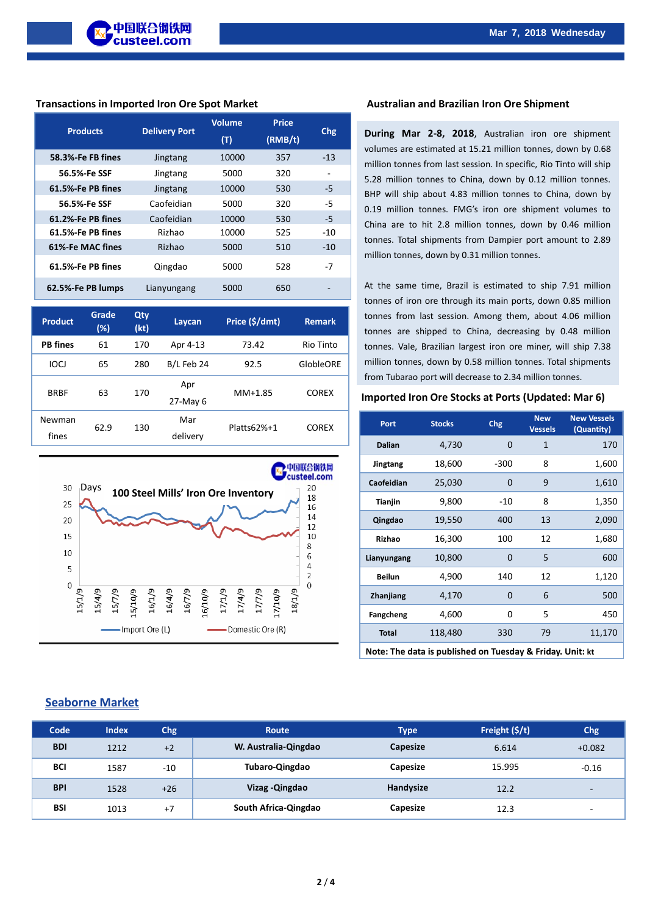## Transactions in Imported Iron Ore Spot Market

| Products | Delivery Port | Volume (T) | Price (RMB/t) | Chg |
|---|---|---|---|---|
| 58.3%-Fe FB fines | Jingtang | 10000 | 357 | -13 |
| 56.5%-Fe SSF | Jingtang | 5000 | 320 | - |
| 61.5%-Fe PB fines | Jingtang | 10000 | 530 | -5 |
| 56.5%-Fe SSF | Caofeidian | 5000 | 320 | -5 |
| 61.2%-Fe PB fines | Caofeidian | 10000 | 530 | -5 |
| 61.5%-Fe PB fines | Rizhao | 10000 | 525 | -10 |
| 61%-Fe MAC fines | Rizhao | 5000 | 510 | -10 |
| 61.5%-Fe PB fines | Qingdao | 5000 | 528 | -7 |
| 62.5%-Fe PB lumps | Lianyungang | 5000 | 650 | - |

| Product | Grade (%) | Qty (kt) | Laycan | Price ($/dmt) | Remark |
|---|---|---|---|---|---|
| PB fines | 61 | 170 | Apr 4-13 | 73.42 | Rio Tinto |
| IOCJ | 65 | 280 | B/L Feb 24 | 92.5 | GlobleORE |
| BRBF | 63 | 170 | Apr 27-May 6 | MM+1.85 | COREX |
| Newman fines | 62.9 | 130 | Mar delivery | Platts62%+1 | COREX |

100 Steel Mills' Iron Ore Inventory (Days; Import Ore (L), Domestic Ore (R))

## Australian and Brazilian Iron Ore Shipment

**During Mar 2-8, 2018**, Australian iron ore shipment volumes are estimated at 15.21 million tonnes, down by 0.68 million tonnes from last session. In specific, Rio Tinto will ship 5.28 million tonnes to China, down by 0.12 million tonnes. BHP will ship about 4.83 million tonnes to China, down by 0.19 million tonnes. FMG's iron ore shipment volumes to China are to hit 2.8 million tonnes, down by 0.46 million tonnes. Total shipments from Dampier port amount to 2.89 million tonnes, down by 0.31 million tonnes.

At the same time, Brazil is estimated to ship 7.91 million tonnes of iron ore through its main ports, down 0.85 million tonnes from last session. Among them, about 4.06 million tonnes are shipped to China, decreasing by 0.48 million tonnes. Vale, Brazilian largest iron ore miner, will ship 7.38 million tonnes, down by 0.58 million tonnes. Total shipments from Tubarao port will decrease to 2.34 million tonnes.

## Imported Iron Ore Stocks at Ports (Updated: Mar 6)

| Port | Stocks | Chg | New Vessels | New Vessels (Quantity) |
|---|---|---|---|---|
| Dalian | 4,730 | 0 | 1 | 170 |
| Jingtang | 18,600 | -300 | 8 | 1,600 |
| Caofeidian | 25,030 | 0 | 9 | 1,610 |
| Tianjin | 9,800 | -10 | 8 | 1,350 |
| Qingdao | 19,550 | 400 | 13 | 2,090 |
| Rizhao | 16,300 | 100 | 12 | 1,680 |
| Lianyungang | 10,800 | 0 | 5 | 600 |
| Beilun | 4,900 | 140 | 12 | 1,120 |
| Zhanjiang | 4,170 | 0 | 6 | 500 |
| Fangcheng | 4,600 | 0 | 5 | 450 |
| Total | 118,480 | 330 | 79 | 11,170 |

**Note: The data is published on Tuesday & Friday. Unit: kt**

## Seaborne Market

| Code | Index | Chg | Route | Type | Freight ($/t) | Chg |
|---|---|---|---|---|---|---|
| BDI | 1212 | +2 | W. Australia-Qingdao | Capesize | 6.614 | +0.082 |
| BCI | 1587 | -10 | Tubaro-Qingdao | Capesize | 15.995 | -0.16 |
| BPI | 1528 | +26 | Vizag -Qingdao | Handysize | 12.2 | - |
| BSI | 1013 | +7 | South Africa-Qingdao | Capesize | 12.3 | - |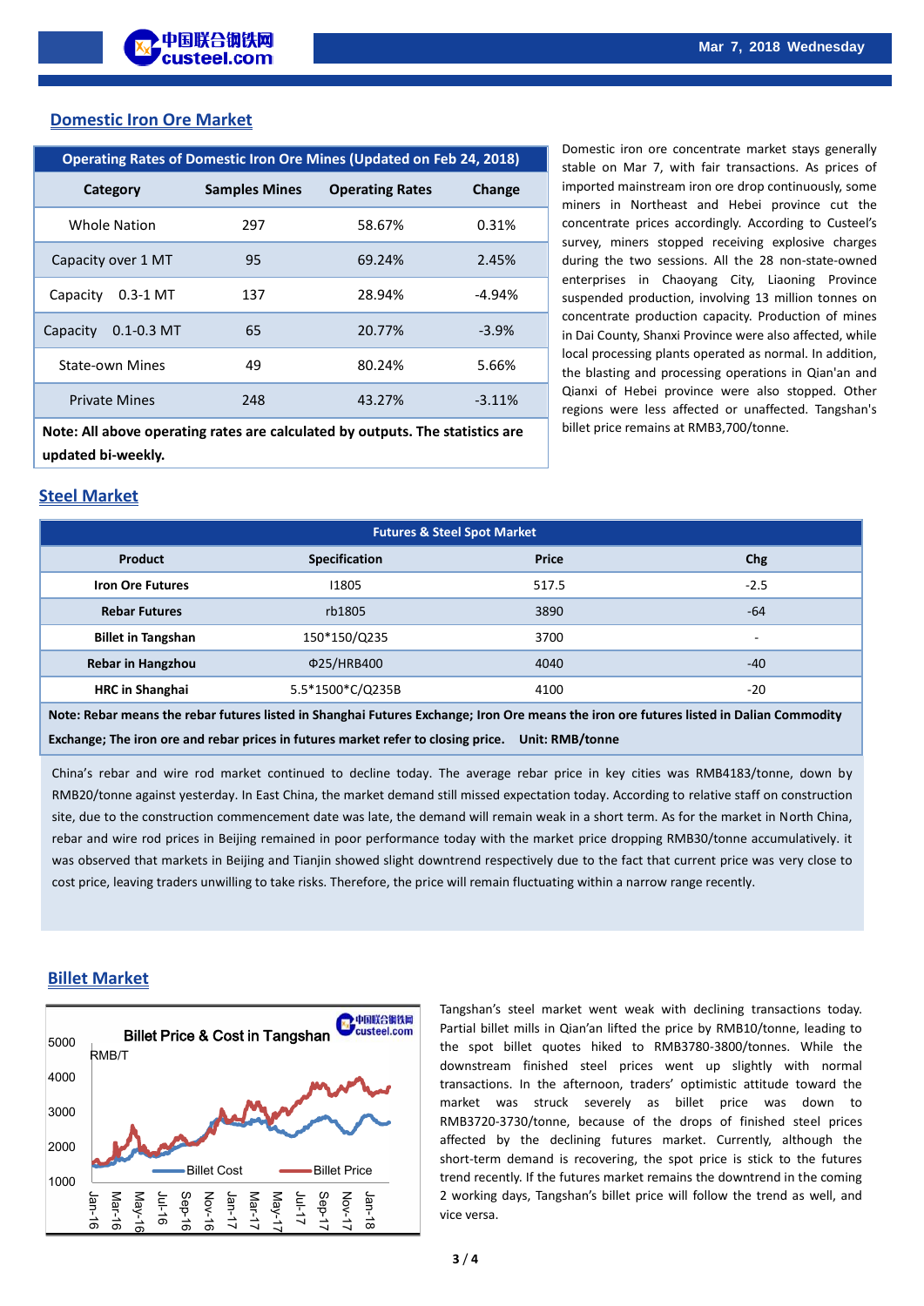## Domestic Iron Ore Market

| Operating Rates of Domestic Iron Ore Mines (Updated on Feb 24, 2018) | | | |
|---|---|---|---|
| Category | Samples Mines | Operating Rates | Change |
| Whole Nation | 297 | 58.67% | 0.31% |
| Capacity over 1 MT | 95 | 69.24% | 2.45% |
| Capacity 0.3-1 MT | 137 | 28.94% | -4.94% |
| Capacity 0.1-0.3 MT | 65 | 20.77% | -3.9% |
| State-own Mines | 49 | 80.24% | 5.66% |
| Private Mines | 248 | 43.27% | -3.11% |

**Note: All above operating rates are calculated by outputs. The statistics are updated bi-weekly.**

Domestic iron ore concentrate market stays generally stable on Mar 7, with fair transactions. As prices of imported mainstream iron ore drop continuously, some miners in Northeast and Hebei province cut the concentrate prices accordingly. According to Custeel's survey, miners stopped receiving explosive charges during the two sessions. All the 28 non-state-owned enterprises in Chaoyang City, Liaoning Province suspended production, involving 13 million tonnes on concentrate production capacity. Production of mines in Dai County, Shanxi Province were also affected, while local processing plants operated as normal. In addition, the blasting and processing operations in Qian'an and Qianxi of Hebei province were also stopped. Other regions were less affected or unaffected. Tangshan's billet price remains at RMB3,700/tonne.

## Steel Market

| Futures & Steel Spot Market | | | |
|---|---|---|---|
| Product | Specification | Price | Chg |
| Iron Ore Futures | I1805 | 517.5 | -2.5 |
| Rebar Futures | rb1805 | 3890 | -64 |
| Billet in Tangshan | 150*150/Q235 | 3700 | - |
| Rebar in Hangzhou | Φ25/HRB400 | 4040 | -40 |
| HRC in Shanghai | 5.5*1500*C/Q235B | 4100 | -20 |

**Note: Rebar means the rebar futures listed in Shanghai Futures Exchange; Iron Ore means the iron ore futures listed in Dalian Commodity Exchange; The iron ore and rebar prices in futures market refer to closing price. Unit: RMB/tonne**

China's rebar and wire rod market continued to decline today. The average rebar price in key cities was RMB4183/tonne, down by RMB20/tonne against yesterday. In East China, the market demand still missed expectation today. According to relative staff on construction site, due to the construction commencement date was late, the demand will remain weak in a short term. As for the market in North China, rebar and wire rod prices in Beijing remained in poor performance today with the market price dropping RMB30/tonne accumulatively. it was observed that markets in Beijing and Tianjin showed slight downtrend respectively due to the fact that current price was very close to cost price, leaving traders unwilling to take risks. Therefore, the price will remain fluctuating within a narrow range recently.

## Billet Market

Billet Price & Cost in Tangshan

Tangshan's steel market went weak with declining transactions today. Partial billet mills in Qian'an lifted the price by RMB10/tonne, leading to the spot billet quotes hiked to RMB3780-3800/tonnes. While the downstream finished steel prices went up slightly with normal transactions. In the afternoon, traders' optimistic attitude toward the market was struck severely as billet price was down to RMB3720-3730/tonne, because of the drops of finished steel prices affected by the declining futures market. Currently, although the short-term demand is recovering, the spot price is stick to the futures trend recently. If the futures market remains the downtrend in the coming 2 working days, Tangshan's billet price will follow the trend as well, and vice versa.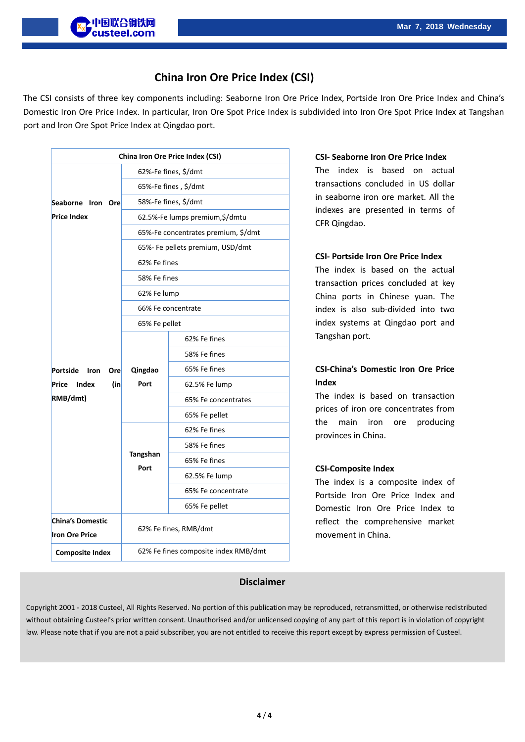## China Iron Ore Price Index (CSI)

The CSI consists of three key components including: Seaborne Iron Ore Price Index, Portside Iron Ore Price Index and China's Domestic Iron Ore Price Index. In particular, Iron Ore Spot Price Index is subdivided into Iron Ore Spot Price Index at Tangshan port and Iron Ore Spot Price Index at Qingdao port.

| China Iron Ore Price Index (CSI) | | |
|---|---|---|
| **Seaborne Iron Ore Price Index** | 62%-Fe fines, $/dmt | |
| | 65%-Fe fines , $/dmt | |
| | 58%-Fe fines, $/dmt | |
| | 62.5%-Fe lumps premium,$/dmtu | |
| | 65%-Fe concentrates premium, $/dmt | |
| | 65%- Fe pellets premium, USD/dmt | |
| **Portside Iron Ore Price Index (in RMB/dmt)** | 62% Fe fines | |
| | 58% Fe fines | |
| | 62% Fe lump | |
| | 66% Fe concentrate | |
| | 65% Fe pellet | |
| | **Qingdao Port** | 62% Fe fines |
| | | 58% Fe fines |
| | | 65% Fe fines |
| | | 62.5% Fe lump |
| | | 65% Fe concentrates |
| | | 65% Fe pellet |
| | **Tangshan Port** | 62% Fe fines |
| | | 58% Fe fines |
| | | 65% Fe fines |
| | | 62.5% Fe lump |
| | | 65% Fe concentrate |
| | | 65% Fe pellet |
| **China's Domestic Iron Ore Price** | 62% Fe fines, RMB/dmt | |
| **Composite Index** | 62% Fe fines composite index RMB/dmt | |

**CSI- Seaborne Iron Ore Price Index**

The index is based on actual transactions concluded in US dollar in seaborne iron ore market. All the indexes are presented in terms of CFR Qingdao.

**CSI- Portside Iron Ore Price Index**

The index is based on the actual transaction prices concluded at key China ports in Chinese yuan. The index is also sub-divided into two index systems at Qingdao port and Tangshan port.

**CSI-China's Domestic Iron Ore Price Index**

The index is based on transaction prices of iron ore concentrates from the main iron ore producing provinces in China.

**CSI-Composite Index**

The index is a composite index of Portside Iron Ore Price Index and Domestic Iron Ore Price Index to reflect the comprehensive market movement in China.

### Disclaimer

Copyright 2001 - 2018 Custeel, All Rights Reserved. No portion of this publication may be reproduced, retransmitted, or otherwise redistributed without obtaining Custeel's prior written consent. Unauthorised and/or unlicensed copying of any part of this report is in violation of copyright law. Please note that if you are not a paid subscriber, you are not entitled to receive this report except by express permission of Custeel.